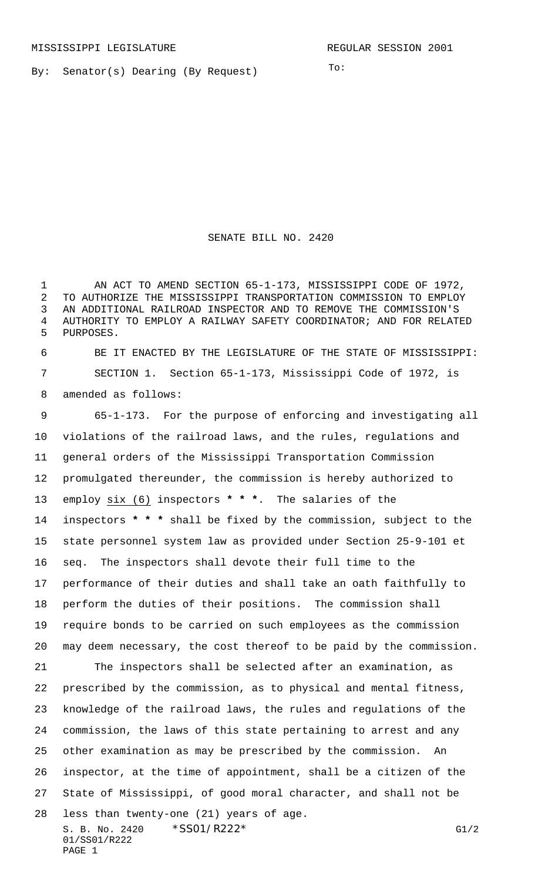MISSISSIPPI LEGISLATURE REGULAR SESSION 2001

By: Senator(s) Dearing (By Request)

To:

# SENATE BILL NO. 2420

AN ACT TO AMEND SECTION 65-1-173, MISSISSIPPI CODE OF 1972, TO AUTHORIZE THE MISSISSIPPI TRANSPORTATION COMMISSION TO EMPLOY AN ADDITIONAL RAILROAD INSPECTOR AND TO REMOVE THE COMMISSION'S AUTHORITY TO EMPLOY A RAILWAY SAFETY COORDINATOR; AND FOR RELATED PURPOSES.

BE IT ENACTED BY THE LEGISLATURE OF THE STATE OF MISSISSIPPI:

SECTION 1. Section 65-1-173, Mississippi Code of 1972, is amended as follows:

65-1-173. For the purpose of enforcing and investigating all violations of the railroad laws, and the rules, regulations and general orders of the Mississippi Transportation Commission promulgated thereunder, the commission is hereby authorized to employ six (6) inspectors **\* \* \***. The salaries of the inspectors **\* \* \*** shall be fixed by the commission, subject to the state personnel system law as provided under Section 25-9-101 et seq. The inspectors shall devote their full time to the performance of their duties and shall take an oath faithfully to perform the duties of their positions. The commission shall require bonds to be carried on such employees as the commission may deem necessary, the cost thereof to be paid by the commission.

The inspectors shall be selected after an examination, as prescribed by the commission, as to physical and mental fitness, knowledge of the railroad laws, the rules and regulations of the commission, the laws of this state pertaining to arrest and any other examination as may be prescribed by the commission. An inspector, at the time of appointment, shall be a citizen of the State of Mississippi, of good moral character, and shall not be less than twenty-one (21) years of age.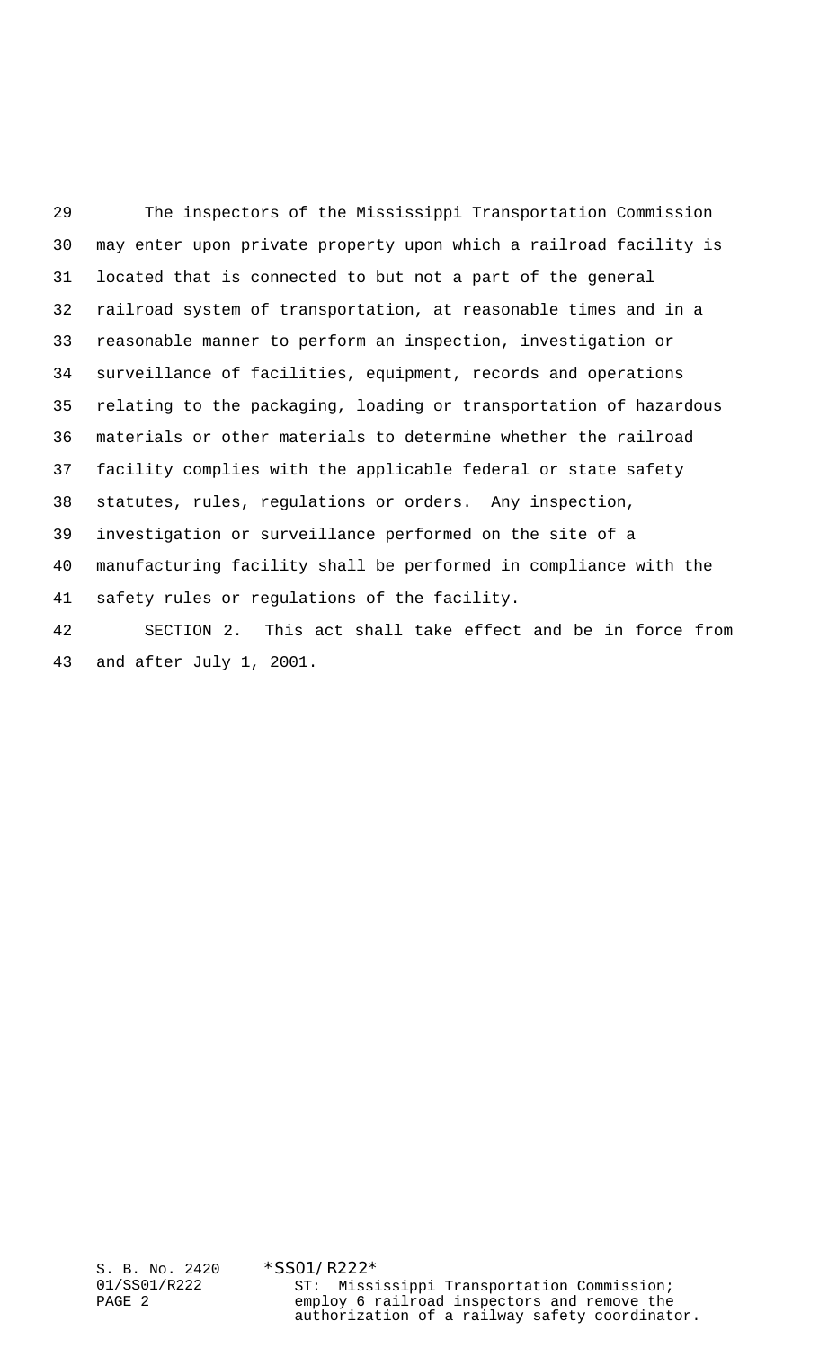The inspectors of the Mississippi Transportation Commission may enter upon private property upon which a railroad facility is located that is connected to but not a part of the general railroad system of transportation, at reasonable times and in a reasonable manner to perform an inspection, investigation or surveillance of facilities, equipment, records and operations relating to the packaging, loading or transportation of hazardous materials or other materials to determine whether the railroad facility complies with the applicable federal or state safety statutes, rules, regulations or orders. Any inspection, investigation or surveillance performed on the site of a manufacturing facility shall be performed in compliance with the safety rules or regulations of the facility.

SECTION 2. This act shall take effect and be in force from and after July 1, 2001.

ST: Mississippi Transportation Commission; employ 6 railroad inspectors and remove the authorization of a railway safety coordinator.